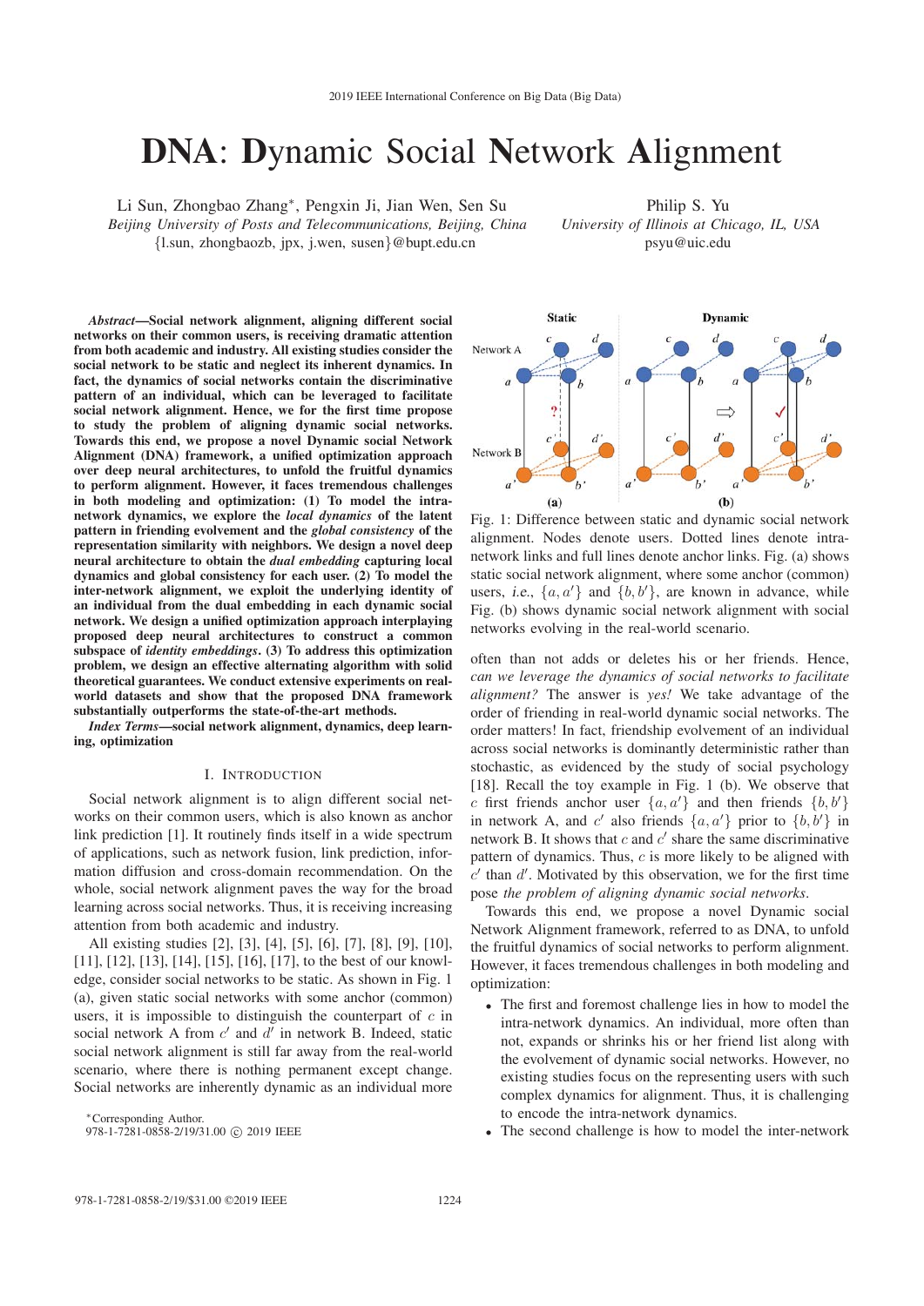# DNA: Dynamic Social Network Alignment

Li Sun, Zhongbao Zhang*, Pengxin Ji, Jian Wen, Sen Su
*Beijing University of Posts and Telecommunications, Beijing, China*
{l.sun, zhongbaozb, jpx, j.wen, susen}@bupt.edu.cn

Philip S. Yu
*University of Illinois at Chicago, IL, USA*
psyu@uic.edu

***Abstract*—Social network alignment, aligning different social networks on their common users, is receiving dramatic attention from both academic and industry. All existing studies consider the social network to be static and neglect its inherent dynamics. In fact, the dynamics of social networks contain the discriminative pattern of an individual, which can be leveraged to facilitate social network alignment. Hence, we for the first time propose to study the problem of aligning dynamic social networks. Towards this end, we propose a novel Dynamic social Network Alignment (DNA) framework, a unified optimization approach over deep neural architectures, to unfold the fruitful dynamics to perform alignment. However, it faces tremendous challenges in both modeling and optimization: (1) To model the intra-network dynamics, we explore the *local dynamics* of the latent pattern in friending evolvement and the *global consistency* of the representation similarity with neighbors. We design a novel deep neural architecture to obtain the *dual embedding* capturing local dynamics and global consistency for each user. (2) To model the inter-network alignment, we exploit the underlying identity of an individual from the dual embedding in each dynamic social network. We design a unified optimization approach interplaying proposed deep neural architectures to construct a common subspace of *identity embeddings*. (3) To address this optimization problem, we design an effective alternating algorithm with solid theoretical guarantees. We conduct extensive experiments on real-world datasets and show that the proposed DNA framework substantially outperforms the state-of-the-art methods.**

***Index Terms*—social network alignment, dynamics, deep learning, optimization**

## I. Introduction

Social network alignment is to align different social networks on their common users, which is also known as anchor link prediction [1]. It routinely finds itself in a wide spectrum of applications, such as network fusion, link prediction, information diffusion and cross-domain recommendation. On the whole, social network alignment paves the way for the broad learning across social networks. Thus, it is receiving increasing attention from both academic and industry.

All existing studies [2], [3], [4], [5], [6], [7], [8], [9], [10], [11], [12], [13], [14], [15], [16], [17], to the best of our knowledge, consider social networks to be static. As shown in Fig. 1 (a), given static social networks with some anchor (common) users, it is impossible to distinguish the counterpart of $c$ in social network A from $c'$ and $d'$ in network B. Indeed, static social network alignment is still far away from the real-world scenario, where there is nothing permanent except change. Social networks are inherently dynamic as an individual more often than not, adds or deletes his or her friends. Hence, *can we leverage the dynamics of social networks to facilitate alignment?* The answer is *yes!* We take advantage of the order of friending in real-world dynamic social networks. The order matters! In fact, friendship evolvement of an individual across social networks is dominantly deterministic rather than stochastic, as evidenced by the study of social psychology [18]. Recall the toy example in Fig. 1 (b). We observe that $c$ first friends anchor user $\{a, a'\}$ and then friends $\{b, b'\}$ in network A, and $c'$ also friends $\{a, a'\}$ prior to $\{b, b'\}$ in network B. It shows that $c$ and $c'$ share the same discriminative pattern of dynamics. Thus, $c$ is more likely to be aligned with $c'$ than $d'$. Motivated by this observation, we for the first time pose *the problem of aligning dynamic social networks*.

Fig. 1: Difference between static and dynamic social network alignment. Nodes denote users. Dotted lines denote intra-network links and full lines denote anchor links. Fig. (a) shows static social network alignment, where some anchor (common) users, *i.e.*, $\{a, a'\}$ and $\{b, b'\}$, are known in advance, while Fig. (b) shows dynamic social network alignment with social networks evolving in the real-world scenario.

Towards this end, we propose a novel Dynamic social Network Alignment framework, referred to as DNA, to unfold the fruitful dynamics of social networks to perform alignment. However, it faces tremendous challenges in both modeling and optimization:

- The first and foremost challenge lies in how to model the intra-network dynamics. An individual, more often than not, expands or shrinks his or her friend list along with the evolvement of dynamic social networks. However, no existing studies focus on the representing users with such complex dynamics for alignment. Thus, it is challenging to encode the intra-network dynamics.
- The second challenge is how to model the inter-network

*Corresponding Author.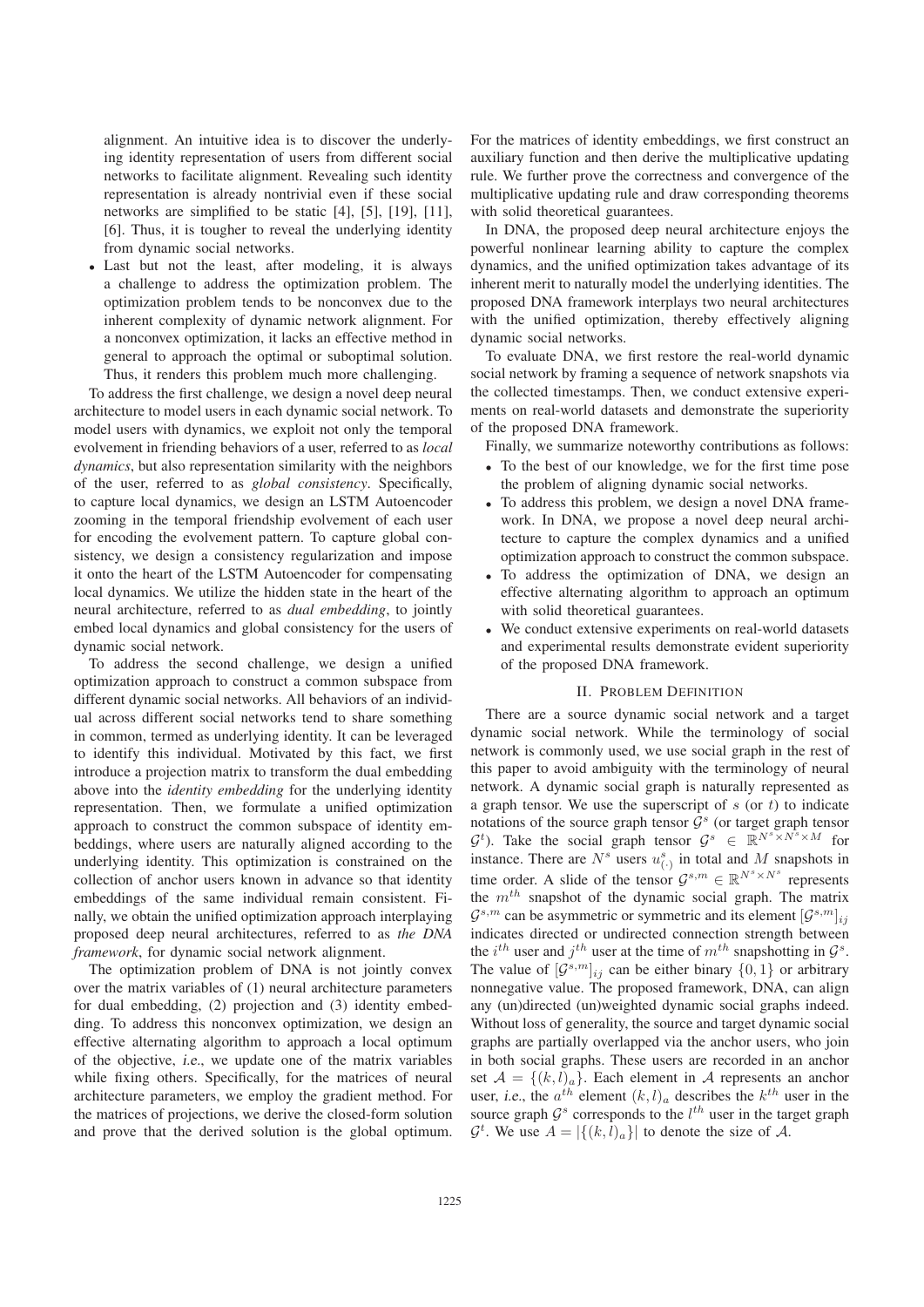alignment. An intuitive idea is to discover the underlying identity representation of users from different social networks to facilitate alignment. Revealing such identity representation is already nontrivial even if these social networks are simplified to be static [4], [5], [19], [11], [6]. Thus, it is tougher to reveal the underlying identity from dynamic social networks.

- Last but not the least, after modeling, it is always a challenge to address the optimization problem. The optimization problem tends to be nonconvex due to the inherent complexity of dynamic network alignment. For a nonconvex optimization, it lacks an effective method in general to approach the optimal or suboptimal solution. Thus, it renders this problem much more challenging.

To address the first challenge, we design a novel deep neural architecture to model users in each dynamic social network. To model users with dynamics, we exploit not only the temporal evolvement in friending behaviors of a user, referred to as *local dynamics*, but also representation similarity with the neighbors of the user, referred to as *global consistency*. Specifically, to capture local dynamics, we design an LSTM Autoencoder zooming in the temporal friendship evolvement of each user for encoding the evolvement pattern. To capture global consistency, we design a consistency regularization and impose it onto the heart of the LSTM Autoencoder for compensating local dynamics. We utilize the hidden state in the heart of the neural architecture, referred to as *dual embedding*, to jointly embed local dynamics and global consistency for the users of dynamic social network.

To address the second challenge, we design a unified optimization approach to construct a common subspace from different dynamic social networks. All behaviors of an individual across different social networks tend to share something in common, termed as underlying identity. It can be leveraged to identify this individual. Motivated by this fact, we first introduce a projection matrix to transform the dual embedding above into the *identity embedding* for the underlying identity representation. Then, we formulate a unified optimization approach to construct the common subspace of identity embeddings, where users are naturally aligned according to the underlying identity. This optimization is constrained on the collection of anchor users known in advance so that identity embeddings of the same individual remain consistent. Finally, we obtain the unified optimization approach interplaying proposed deep neural architectures, referred to as *the DNA framework*, for dynamic social network alignment.

The optimization problem of DNA is not jointly convex over the matrix variables of (1) neural architecture parameters for dual embedding, (2) projection and (3) identity embedding. To address this nonconvex optimization, we design an effective alternating algorithm to approach a local optimum of the objective, *i.e.*, we update one of the matrix variables while fixing others. Specifically, for the matrices of neural architecture parameters, we employ the gradient method. For the matrices of projections, we derive the closed-form solution and prove that the derived solution is the global optimum. For the matrices of identity embeddings, we first construct an auxiliary function and then derive the multiplicative updating rule. We further prove the correctness and convergence of the multiplicative updating rule and draw corresponding theorems with solid theoretical guarantees.

In DNA, the proposed deep neural architecture enjoys the powerful nonlinear learning ability to capture the complex dynamics, and the unified optimization takes advantage of its inherent merit to naturally model the underlying identities. The proposed DNA framework interplays two neural architectures with the unified optimization, thereby effectively aligning dynamic social networks.

To evaluate DNA, we first restore the real-world dynamic social network by framing a sequence of network snapshots via the collected timestamps. Then, we conduct extensive experiments on real-world datasets and demonstrate the superiority of the proposed DNA framework.

Finally, we summarize noteworthy contributions as follows:

- To the best of our knowledge, we for the first time pose the problem of aligning dynamic social networks.
- To address this problem, we design a novel DNA framework. In DNA, we propose a novel deep neural architecture to capture the complex dynamics and a unified optimization approach to construct the common subspace.
- To address the optimization of DNA, we design an effective alternating algorithm to approach an optimum with solid theoretical guarantees.
- We conduct extensive experiments on real-world datasets and experimental results demonstrate evident superiority of the proposed DNA framework.

## II. Problem Definition

There are a source dynamic social network and a target dynamic social network. While the terminology of social network is commonly used, we use social graph in the rest of this paper to avoid ambiguity with the terminology of neural network. A dynamic social graph is naturally represented as a graph tensor. We use the superscript of $s$ (or $t$) to indicate notations of the source graph tensor $\mathcal{G}^s$ (or target graph tensor $\mathcal{G}^t$). Take the social graph tensor $\mathcal{G}^s \in \mathbb{R}^{N^s \times N^s \times M}$ for instance. There are $N^s$ users $u^s_{(\cdot)}$ in total and $M$ snapshots in time order. A slide of the tensor $\mathcal{G}^{s,m} \in \mathbb{R}^{N^s \times N^s}$ represents the $m^{th}$ snapshot of the dynamic social graph. The matrix $\mathcal{G}^{s,m}$ can be asymmetric or symmetric and its element $[\mathcal{G}^{s,m}]_{ij}$ indicates directed or undirected connection strength between the $i^{th}$ user and $j^{th}$ user at the time of $m^{th}$ snapshotting in $\mathcal{G}^s$. The value of $[\mathcal{G}^{s,m}]_{ij}$ can be either binary $\{0, 1\}$ or arbitrary nonnegative value. The proposed framework, DNA, can align any (un)directed (un)weighted dynamic social graphs indeed. Without loss of generality, the source and target dynamic social graphs are partially overlapped via the anchor users, who join in both social graphs. These users are recorded in an anchor set $\mathcal{A} = \{(k, l)_a\}$. Each element in $\mathcal{A}$ represents an anchor user, *i.e.*, the $a^{th}$ element $(k, l)_a$ describes the $k^{th}$ user in the source graph $\mathcal{G}^s$ corresponds to the $l^{th}$ user in the target graph $\mathcal{G}^t$. We use $A = |\{(k, l)_a\}|$ to denote the size of $\mathcal{A}$.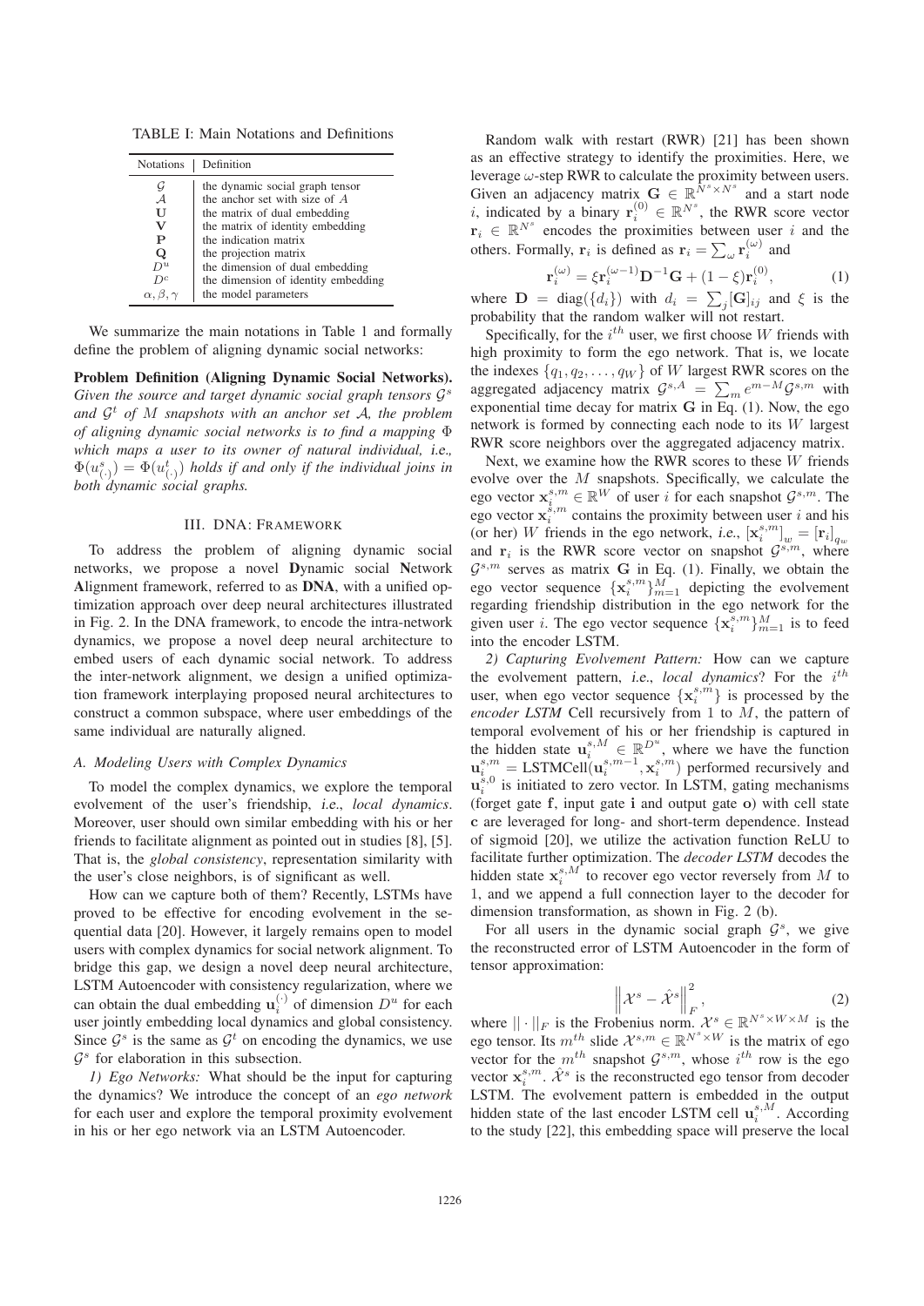TABLE I: Main Notations and Definitions

| Notations | Definition |
|---|---|
| $\mathcal{G}$ | the dynamic social graph tensor |
| $\mathcal{A}$ | the anchor set with size of $A$ |
| $\mathbf{U}$ | the matrix of dual embedding |
| $\mathbf{V}$ | the matrix of identity embedding |
| $\mathbf{P}$ | the indication matrix |
| $\mathbf{Q}$ | the projection matrix |
| $D^u$ | the dimension of dual embedding |
| $D^c$ | the dimension of identity embedding |
| $\alpha, \beta, \gamma$ | the model parameters |

We summarize the main notations in Table 1 and formally define the problem of aligning dynamic social networks:

**Problem Definition (Aligning Dynamic Social Networks).** *Given the source and target dynamic social graph tensors $\mathcal{G}^s$ and $\mathcal{G}^t$ of $M$ snapshots with an anchor set $\mathcal{A}$, the problem of aligning dynamic social networks is to find a mapping $\Phi$ which maps a user to its owner of natural individual, i.e., $\Phi(u^s_{(\cdot)}) = \Phi(u^t_{(\cdot)})$ holds if and only if the individual joins in both dynamic social graphs.*

## III. DNA: Framework

To address the problem of aligning dynamic social networks, we propose a novel **D**ynamic social **N**etwork **A**lignment framework, referred to as **DNA**, with a unified optimization approach over deep neural architectures illustrated in Fig. 2. In the DNA framework, to encode the intra-network dynamics, we propose a novel deep neural architecture to embed users of each dynamic social network. To address the inter-network alignment, we design a unified optimization framework interplaying proposed neural architectures to construct a common subspace, where user embeddings of the same individual are naturally aligned.

### A. Modeling Users with Complex Dynamics

To model the complex dynamics, we explore the temporal evolvement of the user's friendship, i.e., *local dynamics*. Moreover, user should own similar embedding with his or her friends to facilitate alignment as pointed out in studies [8], [5]. That is, the *global consistency*, representation similarity with the user's close neighbors, is of significant as well.

How can we capture both of them? Recently, LSTMs have proved to be effective for encoding evolvement in the sequential data [20]. However, it largely remains open to model users with complex dynamics for social network alignment. To bridge this gap, we design a novel deep neural architecture, LSTM Autoencoder with consistency regularization, where we can obtain the dual embedding $\mathbf{u}_i^{(\cdot)}$ of dimension $D^u$ for each user jointly embedding local dynamics and global consistency. Since $\mathcal{G}^s$ is the same as $\mathcal{G}^t$ on encoding the dynamics, we use $\mathcal{G}^s$ for elaboration in this subsection.

*1) Ego Networks:* What should be the input for capturing the dynamics? We introduce the concept of an *ego network* for each user and explore the temporal proximity evolvement in his or her ego network via an LSTM Autoencoder.

Random walk with restart (RWR) [21] has been shown as an effective strategy to identify the proximities between users. Here, we leverage $\omega$-step RWR to calculate the proximity between users. Given an adjacency matrix $\mathbf{G} \in \mathbb{R}^{N^s \times N^s}$ and a start node $i$, indicated by a binary $\mathbf{r}_i^{(0)} \in \mathbb{R}^{N^s}$, the RWR score vector $\mathbf{r}_i \in \mathbb{R}^{N^s}$ encodes the proximities between user $i$ and the others. Formally, $\mathbf{r}_i$ is defined as $\mathbf{r}_i = \sum_\omega \mathbf{r}_i^{(\omega)}$ and

$$\mathbf{r}_i^{(\omega)} = \xi \mathbf{r}_i^{(\omega-1)} \mathbf{D}^{-1} \mathbf{G} + (1-\xi)\mathbf{r}_i^{(0)}, \tag{1}$$

where $\mathbf{D} = \operatorname{diag}(\{d_i\})$ with $d_i = \sum_j [\mathbf{G}]_{ij}$ and $\xi$ is the probability that the random walker will not restart.

Specifically, for the $i^{th}$ user, we first choose $W$ friends with high proximity to form the ego network. That is, we locate the indexes $\{q_1, q_2, \ldots, q_W\}$ of $W$ largest RWR scores on the aggregated adjacency matrix $\mathcal{G}^{s,A} = \sum_m e^{m-M} \mathcal{G}^{s,m}$ with exponential time decay for matrix $\mathbf{G}$ in Eq. (1). Now, the ego network is formed by connecting each node to its $W$ largest RWR score neighbors over the aggregated adjacency matrix.

Next, we examine how the RWR scores to these $W$ friends evolve over the $M$ snapshots. Specifically, we calculate the ego vector $\mathbf{x}_i^{s,m} \in \mathbb{R}^W$ of user $i$ for each snapshot $\mathcal{G}^{s,m}$. The ego vector $\mathbf{x}_i^{s,m}$ contains the proximity between user $i$ and his (or her) $W$ friends in the ego network, i.e., $[\mathbf{x}_i^{s,m}]_w = [\mathbf{r}_i]_{q_w}$ and $\mathbf{r}_i$ is the RWR score vector on snapshot $\mathcal{G}^{s,m}$, where $\mathcal{G}^{s,m}$ serves as matrix $\mathbf{G}$ in Eq. (1). Finally, we obtain the ego vector sequence $\{\mathbf{x}_i^{s,m}\}_{m=1}^M$ depicting the evolvement regarding friendship distribution in the ego network for the given user $i$. The ego vector sequence $\{\mathbf{x}_i^{s,m}\}_{m=1}^M$ is to feed into the encoder LSTM.

*2) Capturing Evolvement Pattern:* How can we capture the evolvement pattern, i.e., *local dynamics*? For the $i^{th}$ user, when ego vector sequence $\{\mathbf{x}_i^{s,m}\}$ is processed by the *encoder LSTM* Cell recursively from 1 to $M$, the pattern of temporal evolvement of his or her friendship is captured in the hidden state $\mathbf{u}_i^{s,M} \in \mathbb{R}^{D^u}$, where we have the function $\mathbf{u}_i^{s,m} = \text{LSTMCell}(\mathbf{u}_i^{s,m-1}, \mathbf{x}_i^{s,m})$ performed recursively and $\mathbf{u}_i^{s,0}$ is initiated to zero vector. In LSTM, gating mechanisms (forget gate $\mathbf{f}$, input gate $\mathbf{i}$ and output gate $\mathbf{o}$) with cell state $\mathbf{c}$ are leveraged for long- and short-term dependence. Instead of sigmoid [20], we utilize the activation function ReLU to facilitate further optimization. The *decoder LSTM* decodes the hidden state $\mathbf{x}_i^{s,M}$ to recover ego vector reversely from $M$ to 1, and we append a full connection layer to the decoder for dimension transformation, as shown in Fig. 2 (b).

For all users in the dynamic social graph $\mathcal{G}^s$, we give the reconstructed error of LSTM Autoencoder in the form of tensor approximation:

$$\left\| \mathcal{X}^s - \hat{\mathcal{X}}^s \right\|_F^2, \tag{2}$$

where $|| \cdot ||_F$ is the Frobenius norm. $\mathcal{X}^s \in \mathbb{R}^{N^s \times W \times M}$ is the ego tensor. Its $m^{th}$ slide $\mathcal{X}^{s,m} \in \mathbb{R}^{N^s \times W}$ is the matrix of ego vector for the $m^{th}$ snapshot $\mathcal{G}^{s,m}$, whose $i^{th}$ row is the ego vector $\mathbf{x}_i^{s,m}$. $\hat{\mathcal{X}}^s$ is the reconstructed ego tensor from decoder LSTM. The evolvement pattern is embedded in the output hidden state of the last encoder LSTM cell $\mathbf{u}_i^{s,M}$. According to the study [22], this embedding space will preserve the local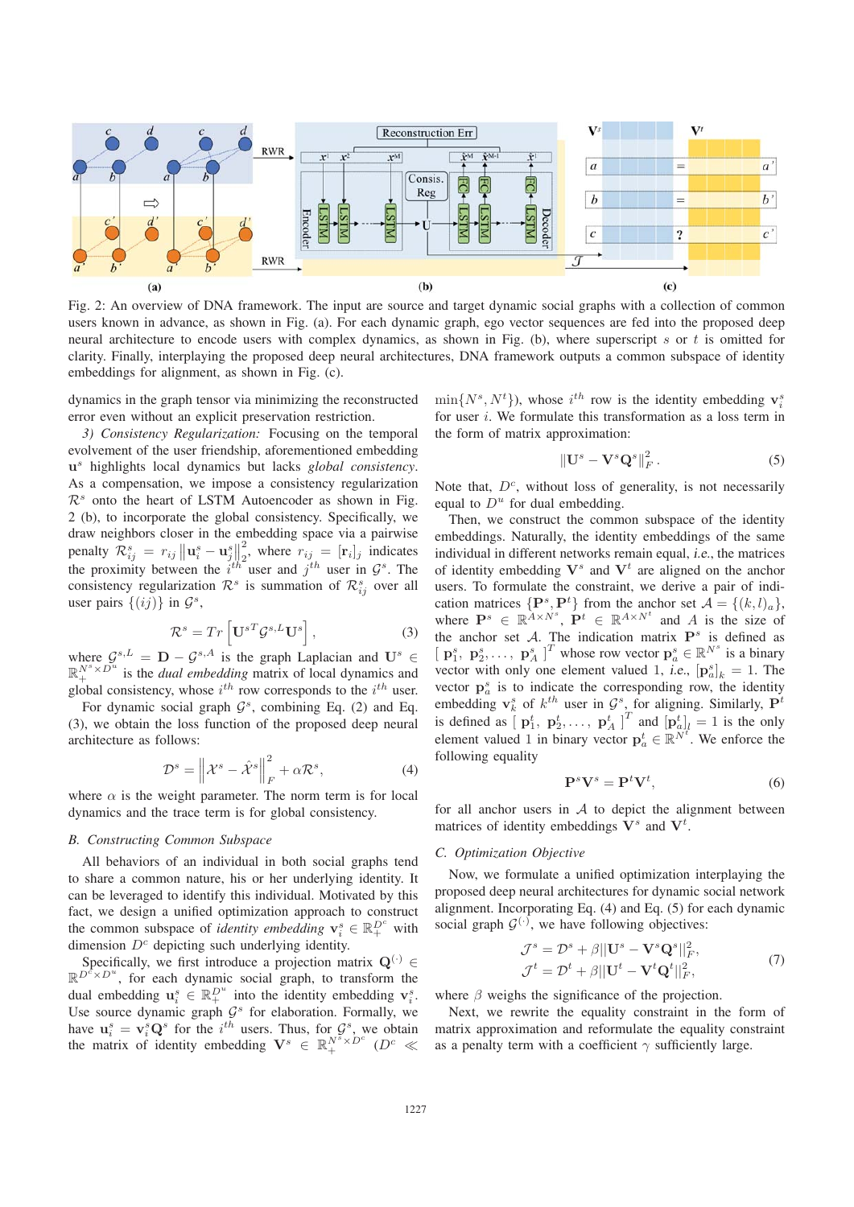Fig. 2: An overview of DNA framework. The input are source and target dynamic social graphs with a collection of common users known in advance, as shown in Fig. (a). For each dynamic graph, ego vector sequences are fed into the proposed deep neural architecture to encode users with complex dynamics, as shown in Fig. (b), where superscript $s$ or $t$ is omitted for clarity. Finally, interplaying the proposed deep neural architectures, DNA framework outputs a common subspace of identity embeddings for alignment, as shown in Fig. (c).

dynamics in the graph tensor via minimizing the reconstructed error even without an explicit preservation restriction.

*3) Consistency Regularization:* Focusing on the temporal evolvement of the user friendship, aforementioned embedding $\mathbf{u}^s$ highlights local dynamics but lacks *global consistency*. As a compensation, we impose a consistency regularization $\mathcal{R}^s$ onto the heart of LSTM Autoencoder as shown in Fig. 2 (b), to incorporate the global consistency. Specifically, we draw neighbors closer in the embedding space via a pairwise penalty $\mathcal{R}^s_{ij} = r_{ij} \left\| \mathbf{u}^s_i - \mathbf{u}^s_j \right\|_2^2$, where $r_{ij} = [\mathbf{r}_i]_j$ indicates the proximity between the $i^{th}$ user and $j^{th}$ user in $\mathcal{G}^s$. The consistency regularization $\mathcal{R}^s$ is summation of $\mathcal{R}^s_{ij}$ over all user pairs $\{(ij)\}$ in $\mathcal{G}^s$,

$$\mathcal{R}^s = Tr\left[ \mathbf{U}^{sT} \mathcal{G}^{s,L} \mathbf{U}^s \right], \tag{3}$$

where $\mathcal{G}^{s,L} = \mathbf{D} - \mathcal{G}^{s,A}$ is the graph Laplacian and $\mathbf{U}^s \in \mathbb{R}_+^{N^s \times D^u}$ is the *dual embedding* matrix of local dynamics and global consistency, whose $i^{th}$ row corresponds to the $i^{th}$ user.

For dynamic social graph $\mathcal{G}^s$, combining Eq. (2) and Eq. (3), we obtain the loss function of the proposed deep neural architecture as follows:

$$\mathcal{D}^s = \left\| \mathcal{X}^s - \hat{\mathcal{X}}^s \right\|_F^2 + \alpha \mathcal{R}^s, \tag{4}$$

where $\alpha$ is the weight parameter. The norm term is for local dynamics and the trace term is for global consistency.

### B. Constructing Common Subspace

All behaviors of an individual in both social graphs tend to share a common nature, his or her underlying identity. It can be leveraged to identify this individual. Motivated by this fact, we design a unified optimization approach to construct the common subspace of *identity embedding* $\mathbf{v}^s_i \in \mathbb{R}_+^{D^c}$ with dimension $D^c$ depicting such underlying identity.

Specifically, we first introduce a projection matrix $\mathbf{Q}^{(\cdot)} \in \mathbb{R}^{D^c \times D^u}$, for each dynamic social graph, to transform the dual embedding $\mathbf{u}^s_i \in \mathbb{R}_+^{D^u}$ into the identity embedding $\mathbf{v}^s_i$. Use source dynamic graph $\mathcal{G}^s$ for elaboration. Formally, we have $\mathbf{u}^s_i = \mathbf{v}^s_i \mathbf{Q}^s$ for the $i^{th}$ users. Thus, for $\mathcal{G}^s$, we obtain the matrix of identity embedding $\mathbf{V}^s \in \mathbb{R}_+^{N^s \times D^c}$ ($D^c \ll \min\{N^s, N^t\}$), whose $i^{th}$ row is the identity embedding $\mathbf{v}^s_i$ for user $i$. We formulate this transformation as a loss term in the form of matrix approximation:

$$\|\mathbf{U}^s - \mathbf{V}^s \mathbf{Q}^s\|_F^2. \tag{5}$$

Note that, $D^c$, without loss of generality, is not necessarily equal to $D^u$ for dual embedding.

Then, we construct the common subspace of the identity embeddings. Naturally, the identity embeddings of the same individual in different networks remain equal, *i.e.*, the matrices of identity embedding $\mathbf{V}^s$ and $\mathbf{V}^t$ are aligned on the anchor users. To formulate the constraint, we derive a pair of indication matrices $\{\mathbf{P}^s, \mathbf{P}^t\}$ from the anchor set $\mathcal{A} = \{(k, l)_a\}$, where $\mathbf{P}^s \in \mathbb{R}^{A \times N^s}$, $\mathbf{P}^t \in \mathbb{R}^{A \times N^t}$ and $A$ is the size of the anchor set $\mathcal{A}$. The indication matrix $\mathbf{P}^s$ is defined as $[\, \mathbf{p}^s_1, \mathbf{p}^s_2, \ldots, \mathbf{p}^s_A \,]^T$ whose row vector $\mathbf{p}^s_a \in \mathbb{R}^{N^s}$ is a binary vector with only one element valued 1, *i.e.*, $[\mathbf{p}^s_a]_k = 1$. The vector $\mathbf{p}^s_a$ is to indicate the corresponding row, the identity embedding $\mathbf{v}^s_k$ of $k^{th}$ user in $\mathcal{G}^s$, for aligning. Similarly, $\mathbf{P}^t$ is defined as $[\, \mathbf{p}^t_1, \mathbf{p}^t_2, \ldots, \mathbf{p}^t_A \,]^T$ and $[\mathbf{p}^t_a]_l = 1$ is the only element valued 1 in binary vector $\mathbf{p}^t_a \in \mathbb{R}^{N^t}$. We enforce the following equality

$$\mathbf{P}^s \mathbf{V}^s = \mathbf{P}^t \mathbf{V}^t, \tag{6}$$

for all anchor users in $\mathcal{A}$ to depict the alignment between matrices of identity embeddings $\mathbf{V}^s$ and $\mathbf{V}^t$.

### C. Optimization Objective

Now, we formulate a unified optimization interplaying the proposed deep neural architectures for dynamic social network alignment. Incorporating Eq. (4) and Eq. (5) for each dynamic social graph $\mathcal{G}^{(\cdot)}$, we have following objectives:

$$\begin{aligned} \mathcal{J}^s &= \mathcal{D}^s + \beta \|\mathbf{U}^s - \mathbf{V}^s \mathbf{Q}^s\|_F^2, \\ \mathcal{J}^t &= \mathcal{D}^t + \beta \|\mathbf{U}^t - \mathbf{V}^t \mathbf{Q}^t\|_F^2, \end{aligned} \tag{7}$$

where $\beta$ weighs the significance of the projection.

Next, we rewrite the equality constraint in the form of matrix approximation and reformulate the equality constraint as a penalty term with a coefficient $\gamma$ sufficiently large.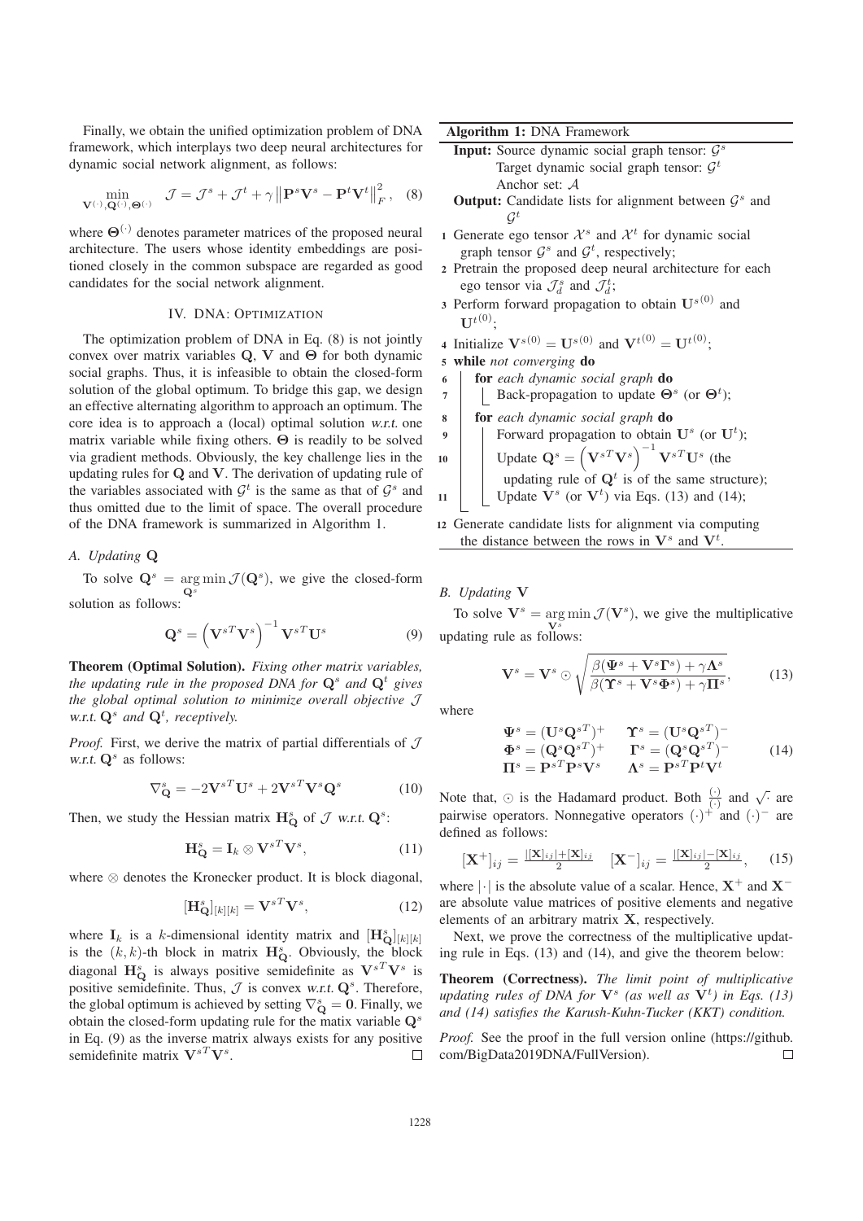Finally, we obtain the unified optimization problem of DNA framework, which interplays two deep neural architectures for dynamic social network alignment, as follows:

$$\min_{\mathbf{V}^{(\cdot)},\mathbf{Q}^{(\cdot)},\mathbf{\Theta}^{(\cdot)}} \quad \mathcal{J} = \mathcal{J}^s + \mathcal{J}^t + \gamma \left\| \mathbf{P}^s \mathbf{V}^s - \mathbf{P}^t \mathbf{V}^t \right\|_F^2, \quad (8)$$

where $\mathbf{\Theta}^{(\cdot)}$ denotes parameter matrices of the proposed neural architecture. The users whose identity embeddings are positioned closely in the common subspace are regarded as good candidates for the social network alignment.

## IV. DNA: Optimization

The optimization problem of DNA in Eq. (8) is not jointly convex over matrix variables $\mathbf{Q}$, $\mathbf{V}$ and $\mathbf{\Theta}$ for both dynamic social graphs. Thus, it is infeasible to obtain the closed-form solution of the global optimum. To bridge this gap, we design an effective alternating algorithm to approach an optimum. The core idea is to approach a (local) optimal solution *w.r.t.* one matrix variable while fixing others. $\mathbf{\Theta}$ is readily to be solved via gradient methods. Obviously, the key challenge lies in the updating rules for $\mathbf{Q}$ and $\mathbf{V}$. The derivation of updating rule of the variables associated with $\mathcal{G}^t$ is the same as that of $\mathcal{G}^s$ and thus omitted due to the limit of space. The overall procedure of the DNA framework is summarized in Algorithm 1.

### A. Updating Q

To solve $\mathbf{Q}^s = \arg\min_{\mathbf{Q}^s} \mathcal{J}(\mathbf{Q}^s)$, we give the closed-form solution as follows:

$$\mathbf{Q}^s = \left( \mathbf{V}^{sT} \mathbf{V}^s \right)^{-1} \mathbf{V}^{sT} \mathbf{U}^s \quad (9)$$

**Theorem (Optimal Solution).** *Fixing other matrix variables, the updating rule in the proposed DNA for $\mathbf{Q}^s$ and $\mathbf{Q}^t$ gives the global optimal solution to minimize overall objective $\mathcal{J}$ w.r.t. $\mathbf{Q}^s$ and $\mathbf{Q}^t$, receptively.*

*Proof.* First, we derive the matrix of partial differentials of $\mathcal{J}$ *w.r.t.* $\mathbf{Q}^s$ as follows:

$$\nabla_{\mathbf{Q}}^s = -2\mathbf{V}^{sT}\mathbf{U}^s + 2\mathbf{V}^{sT}\mathbf{V}^s\mathbf{Q}^s \quad (10)$$

Then, we study the Hessian matrix $\mathbf{H}_{\mathbf{Q}}^s$ of $\mathcal{J}$ *w.r.t.* $\mathbf{Q}^s$:

$$\mathbf{H}_{\mathbf{Q}}^s = \mathbf{I}_k \otimes \mathbf{V}^{sT}\mathbf{V}^s, \quad (11)$$

where $\otimes$ denotes the Kronecker product. It is block diagonal,

$$[\mathbf{H}_{\mathbf{Q}}^s]_{[k][k]} = \mathbf{V}^{sT}\mathbf{V}^s, \quad (12)$$

where $\mathbf{I}_k$ is a $k$-dimensional identity matrix and $[\mathbf{H}_{\mathbf{Q}}^s]_{[k][k]}$ is the $(k,k)$-th block in matrix $\mathbf{H}_{\mathbf{Q}}^s$. Obviously, the block diagonal $\mathbf{H}_{\mathbf{Q}}^s$ is always positive semidefinite as $\mathbf{V}^{sT}\mathbf{V}^s$ is positive semidefinite. Thus, $\mathcal{J}$ is convex *w.r.t.* $\mathbf{Q}^s$. Therefore, the global optimum is achieved by setting $\nabla_{\mathbf{Q}}^s = \mathbf{0}$. Finally, we obtain the closed-form updating rule for the matix variable $\mathbf{Q}^s$ in Eq. (9) as the inverse matrix always exists for any positive semidefinite matrix $\mathbf{V}^{sT}\mathbf{V}^s$. □

---

**Algorithm 1:** DNA Framework

**Input:** Source dynamic social graph tensor: $\mathcal{G}^s$
Target dynamic social graph tensor: $\mathcal{G}^t$
Anchor set: $\mathcal{A}$

**Output:** Candidate lists for alignment between $\mathcal{G}^s$ and $\mathcal{G}^t$

1. Generate ego tensor $\mathcal{X}^s$ and $\mathcal{X}^t$ for dynamic social graph tensor $\mathcal{G}^s$ and $\mathcal{G}^t$, respectively;
2. Pretrain the proposed deep neural architecture for each ego tensor via $\mathcal{J}_d^s$ and $\mathcal{J}_d^t$;
3. Perform forward propagation to obtain $\mathbf{U}^{s(0)}$ and $\mathbf{U}^{t(0)}$;
4. Initialize $\mathbf{V}^{s(0)} = \mathbf{U}^{s(0)}$ and $\mathbf{V}^{t(0)} = \mathbf{U}^{t(0)}$;
5. **while** *not converging* **do**
6. &nbsp;&nbsp;&nbsp;&nbsp;**for** *each dynamic social graph* **do**
7. &nbsp;&nbsp;&nbsp;&nbsp;&nbsp;&nbsp;&nbsp;&nbsp;Back-propagation to update $\mathbf{\Theta}^s$ (or $\mathbf{\Theta}^t$);
8. &nbsp;&nbsp;&nbsp;&nbsp;**for** *each dynamic social graph* **do**
9. &nbsp;&nbsp;&nbsp;&nbsp;&nbsp;&nbsp;&nbsp;&nbsp;Forward propagation to obtain $\mathbf{U}^s$ (or $\mathbf{U}^t$);
10. &nbsp;&nbsp;&nbsp;&nbsp;&nbsp;&nbsp;&nbsp;&nbsp;Update $\mathbf{Q}^s = \left(\mathbf{V}^{sT}\mathbf{V}^s\right)^{-1}\mathbf{V}^{sT}\mathbf{U}^s$ (the updating rule of $\mathbf{Q}^t$ is of the same structure);
11. &nbsp;&nbsp;&nbsp;&nbsp;&nbsp;&nbsp;&nbsp;&nbsp;Update $\mathbf{V}^s$ (or $\mathbf{V}^t$) via Eqs. (13) and (14);
12. Generate candidate lists for alignment via computing the distance between the rows in $\mathbf{V}^s$ and $\mathbf{V}^t$.

---

### B. Updating V

To solve $\mathbf{V}^s = \arg\min_{\mathbf{V}^s} \mathcal{J}(\mathbf{V}^s)$, we give the multiplicative updating rule as follows:

$$\mathbf{V}^s = \mathbf{V}^s \odot \sqrt{\frac{\beta(\mathbf{\Psi}^s + \mathbf{V}^s\mathbf{\Gamma}^s) + \gamma\mathbf{\Lambda}^s}{\beta(\mathbf{\Upsilon}^s + \mathbf{V}^s\mathbf{\Phi}^s) + \gamma\mathbf{\Pi}^s}}, \quad (13)$$

where

$$\begin{array}{ll} \mathbf{\Psi}^s = (\mathbf{U}^s\mathbf{Q}^{sT})^+ & \mathbf{\Upsilon}^s = (\mathbf{U}^s\mathbf{Q}^{sT})^- \\ \mathbf{\Phi}^s = (\mathbf{Q}^s\mathbf{Q}^{sT})^+ & \mathbf{\Gamma}^s = (\mathbf{Q}^s\mathbf{Q}^{sT})^- \\ \mathbf{\Pi}^s = \mathbf{P}^{sT}\mathbf{P}^s\mathbf{V}^s & \mathbf{\Lambda}^s = \mathbf{P}^{sT}\mathbf{P}^t\mathbf{V}^t \end{array} \quad (14)$$

Note that, $\odot$ is the Hadamard product. Both $\frac{(\cdot)}{(\cdot)}$ and $\sqrt{\cdot}$ are pairwise operators. Nonnegative operators $(\cdot)^+$ and $(\cdot)^-$ are defined as follows:

$$[\mathbf{X}^+]_{ij} = \tfrac{|[\mathbf{X}]_{ij}| + [\mathbf{X}]_{ij}}{2} \quad [\mathbf{X}^-]_{ij} = \tfrac{|[\mathbf{X}]_{ij}| - [\mathbf{X}]_{ij}}{2}, \quad (15)$$

where $|\cdot|$ is the absolute value of a scalar. Hence, $\mathbf{X}^+$ and $\mathbf{X}^-$ are absolute value matrices of positive elements and negative elements of an arbitrary matrix $\mathbf{X}$, respectively.

Next, we prove the correctness of the multiplicative updating rule in Eqs. (13) and (14), and give the theorem below:

**Theorem (Correctness).** *The limit point of multiplicative updating rules of DNA for $\mathbf{V}^s$ (as well as $\mathbf{V}^t$) in Eqs. (13) and (14) satisfies the Karush-Kuhn-Tucker (KKT) condition.*

*Proof.* See the proof in the full version online (https://github.com/BigData2019DNA/FullVersion). □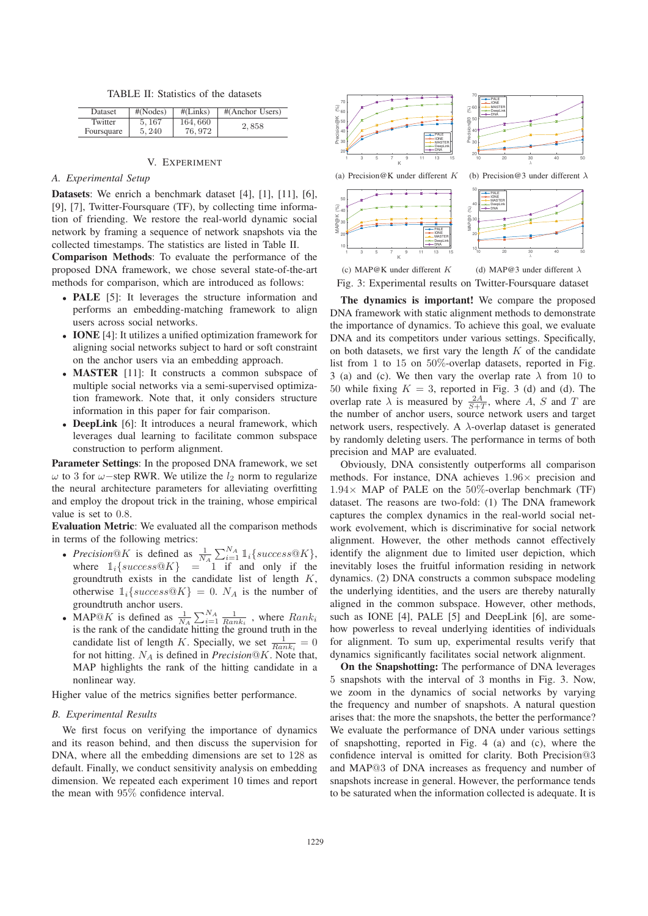TABLE II: Statistics of the datasets

| Dataset | #(Nodes) | #(Links) | #(Anchor Users) |
|---|---|---|---|
| Twitter | 5,167 | 164,660 | 2,858 |
| Foursquare | 5,240 | 76,972 | |

## V. Experiment

### A. Experimental Setup

**Datasets**: We enrich a benchmark dataset [4], [1], [11], [6], [9], [7], Twitter-Foursquare (TF), by collecting time information of friending. We restore the real-world dynamic social network by framing a sequence of network snapshots via the collected timestamps. The statistics are listed in Table II.

**Comparison Methods**: To evaluate the performance of the proposed DNA framework, we chose several state-of-the-art methods for comparison, which are introduced as follows:

- **PALE** [5]: It leverages the structure information and performs an embedding-matching framework to align users across social networks.
- **IONE** [4]: It utilizes a unified optimization framework for aligning social networks subject to hard or soft constraint on the anchor users via an embedding approach.
- **MASTER** [11]: It constructs a common subspace of multiple social networks via a semi-supervised optimization framework. Note that, it only considers structure information in this paper for fair comparison.
- **DeepLink** [6]: It introduces a neural framework, which leverages dual learning to facilitate common subspace construction to perform alignment.

**Parameter Settings**: In the proposed DNA framework, we set $\omega$ to 3 for $\omega-$step RWR. We utilize the $l_2$ norm to regularize the neural architecture parameters for alleviating overfitting and employ the dropout trick in the training, whose empirical value is set to 0.8.

**Evaluation Metric**: We evaluated all the comparison methods in terms of the following metrics:

- *Precision*@$K$ is defined as $\frac{1}{N_A}\sum_{i=1}^{N_A}\mathbb{1}_i\{success@K\}$, where $\mathbb{1}_i\{success@K\} = 1$ if and only if the groundtruth exists in the candidate list of length $K$, otherwise $\mathbb{1}_i\{success@K\} = 0$. $N_A$ is the number of groundtruth anchor users.
- MAP@$K$ is defined as $\frac{1}{N_A}\sum_{i=1}^{N_A}\frac{1}{Rank_i}$, where $Rank_i$ is the rank of the candidate hitting the ground truth in the candidate list of length $K$. Specially, we set $\frac{1}{Rank_i} = 0$ for not hitting. $N_A$ is defined in *Precision*@$K$. Note that, MAP highlights the rank of the hitting candidate in a nonlinear way.

Higher value of the metrics signifies better performance.

### B. Experimental Results

We first focus on verifying the importance of dynamics and its reason behind, and then discuss the supervision for DNA, where all the embedding dimensions are set to 128 as default. Finally, we conduct sensitivity analysis on embedding dimension. We repeated each experiment 10 times and report the mean with 95% confidence interval.

(a) Precision@K under different $K$ (b) Precision@3 under different $\lambda$

(c) MAP@K under different $K$ (d) MAP@3 under different $\lambda$

Fig. 3: Experimental results on Twitter-Foursquare dataset

**The dynamics is important!** We compare the proposed DNA framework with static alignment methods to demonstrate the importance of dynamics. To achieve this goal, we evaluate DNA and its competitors under various settings. Specifically, on both datasets, we first vary the length $K$ of the candidate list from 1 to 15 on 50%-overlap datasets, reported in Fig. 3 (a) and (c). We then vary the overlap rate $\lambda$ from 10 to 50 while fixing $K = 3$, reported in Fig. 3 (d) and (d). The overlap rate $\lambda$ is measured by $\frac{2A}{S+T}$, where $A$, $S$ and $T$ are the number of anchor users, source network users and target network users, respectively. A $\lambda$-overlap dataset is generated by randomly deleting users. The performance in terms of both precision and MAP are evaluated.

Obviously, DNA consistently outperforms all comparison methods. For instance, DNA achieves $1.96\times$ precision and $1.94\times$ MAP of PALE on the 50%-overlap benchmark (TF) dataset. The reasons are two-fold: (1) The DNA framework captures the complex dynamics in the real-world social network evolvement, which is discriminative for social network alignment. However, the other methods cannot effectively identify the alignment due to limited user depiction, which inevitably loses the fruitful information residing in network dynamics. (2) DNA constructs a common subspace modeling the underlying identities, and the users are thereby naturally aligned in the common subspace. However, other methods, such as IONE [4], PALE [5] and DeepLink [6], are somehow powerless to reveal underlying identities of individuals for alignment. To sum up, experimental results verify that dynamics significantly facilitates social network alignment.

**On the Snapshotting:** The performance of DNA leverages 5 snapshots with the interval of 3 months in Fig. 3. Now, we zoom in the dynamics of social networks by varying the frequency and number of snapshots. A natural question arises that: the more the snapshots, the better the performance? We evaluate the performance of DNA under various settings of snapshotting, reported in Fig. 4 (a) and (c), where the confidence interval is omitted for clarity. Both Precision@3 and MAP@3 of DNA increases as frequency and number of snapshots increase in general. However, the performance tends to be saturated when the information collected is adequate. It is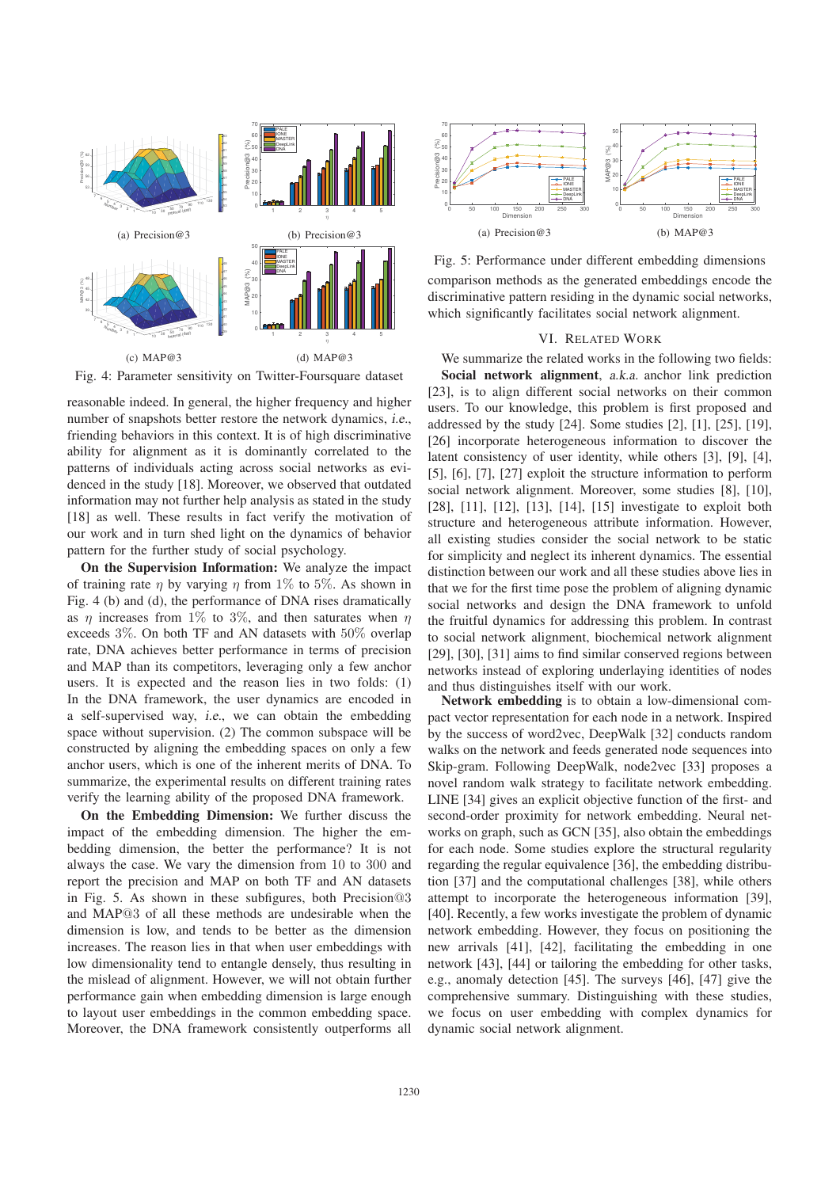(a) Precision@3

(b) Precision@3

(c) MAP@3

(d) MAP@3

Fig. 4: Parameter sensitivity on Twitter-Foursquare dataset

reasonable indeed. In general, the higher frequency and higher number of snapshots better restore the network dynamics, *i.e.*, friending behaviors in this context. It is of high discriminative ability for alignment as it is dominantly correlated to the patterns of individuals acting across social networks as evidenced in the study [18]. Moreover, we observed that outdated information may not further help analysis as stated in the study [18] as well. These results in fact verify the motivation of our work and in turn shed light on the dynamics of behavior pattern for the further study of social psychology.

**On the Supervision Information:** We analyze the impact of training rate $\eta$ by varying $\eta$ from $1\%$ to $5\%$. As shown in Fig. 4 (b) and (d), the performance of DNA rises dramatically as $\eta$ increases from $1\%$ to $3\%$, and then saturates when $\eta$ exceeds $3\%$. On both TF and AN datasets with $50\%$ overlap rate, DNA achieves better performance in terms of precision and MAP than its competitors, leveraging only a few anchor users. It is expected and the reason lies in two folds: (1) In the DNA framework, the user dynamics are encoded in a self-supervised way, *i.e.*, we can obtain the embedding space without supervision. (2) The common subspace will be constructed by aligning the embedding spaces on only a few anchor users, which is one of the inherent merits of DNA. To summarize, the experimental results on different training rates verify the learning ability of the proposed DNA framework.

**On the Embedding Dimension:** We further discuss the impact of the embedding dimension. The higher the embedding dimension, the better the performance? It is not always the case. We vary the dimension from 10 to 300 and report the precision and MAP on both TF and AN datasets in Fig. 5. As shown in these subfigures, both Precision@3 and MAP@3 of all these methods are undesirable when the dimension is low, and tends to be better as the dimension increases. The reason lies in that when user embeddings with low dimensionality tend to entangle densely, thus resulting in the mislead of alignment. However, we will not obtain further performance gain when embedding dimension is large enough to layout user embeddings in the common embedding space. Moreover, the DNA framework consistently outperforms all comparison methods as the generated embeddings encode the discriminative pattern residing in the dynamic social networks, which significantly facilitates social network alignment.

(a) Precision@3

(b) MAP@3

Fig. 5: Performance under different embedding dimensions

## VI. Related Work

We summarize the related works in the following two fields:

**Social network alignment**, *a.k.a.* anchor link prediction [23], is to align different social networks on their common users. To our knowledge, this problem is first proposed and addressed by the study [24]. Some studies [2], [1], [25], [19], [26] incorporate heterogeneous information to discover the latent consistency of user identity, while others [3], [9], [4], [5], [6], [7], [27] exploit the structure information to perform social network alignment. Moreover, some studies [8], [10], [28], [11], [12], [13], [14], [15] investigate to exploit both structure and heterogeneous attribute information. However, all existing studies consider the social network to be static for simplicity and neglect its inherent dynamics. The essential distinction between our work and all these studies above lies in that we for the first time pose the problem of aligning dynamic social networks and design the DNA framework to unfold the fruitful dynamics for addressing this problem. In contrast to social network alignment, biochemical network alignment [29], [30], [31] aims to find similar conserved regions between networks instead of exploring underlying identities of nodes and thus distinguishes itself with our work.

**Network embedding** is to obtain a low-dimensional compact vector representation for each node in a network. Inspired by the success of word2vec, DeepWalk [32] conducts random walks on the network and feeds generated node sequences into Skip-gram. Following DeepWalk, node2vec [33] proposes a novel random walk strategy to facilitate network embedding. LINE [34] gives an explicit objective function of the first- and second-order proximity for network embedding. Neural networks on graph, such as GCN [35], also obtain the embeddings for each node. Some studies explore the structural regularity regarding the regular equivalence [36], the embedding distribution [37] and the computational challenges [38], while others attempt to incorporate the heterogeneous information [39], [40]. Recently, a few works investigate the problem of dynamic network embedding. However, they focus on positioning the new arrivals [41], [42], facilitating the embedding in one network [43], [44] or tailoring the embedding for other tasks, e.g., anomaly detection [45]. The surveys [46], [47] give the comprehensive summary. Distinguishing with these studies, we focus on user embedding with complex dynamics for dynamic social network alignment.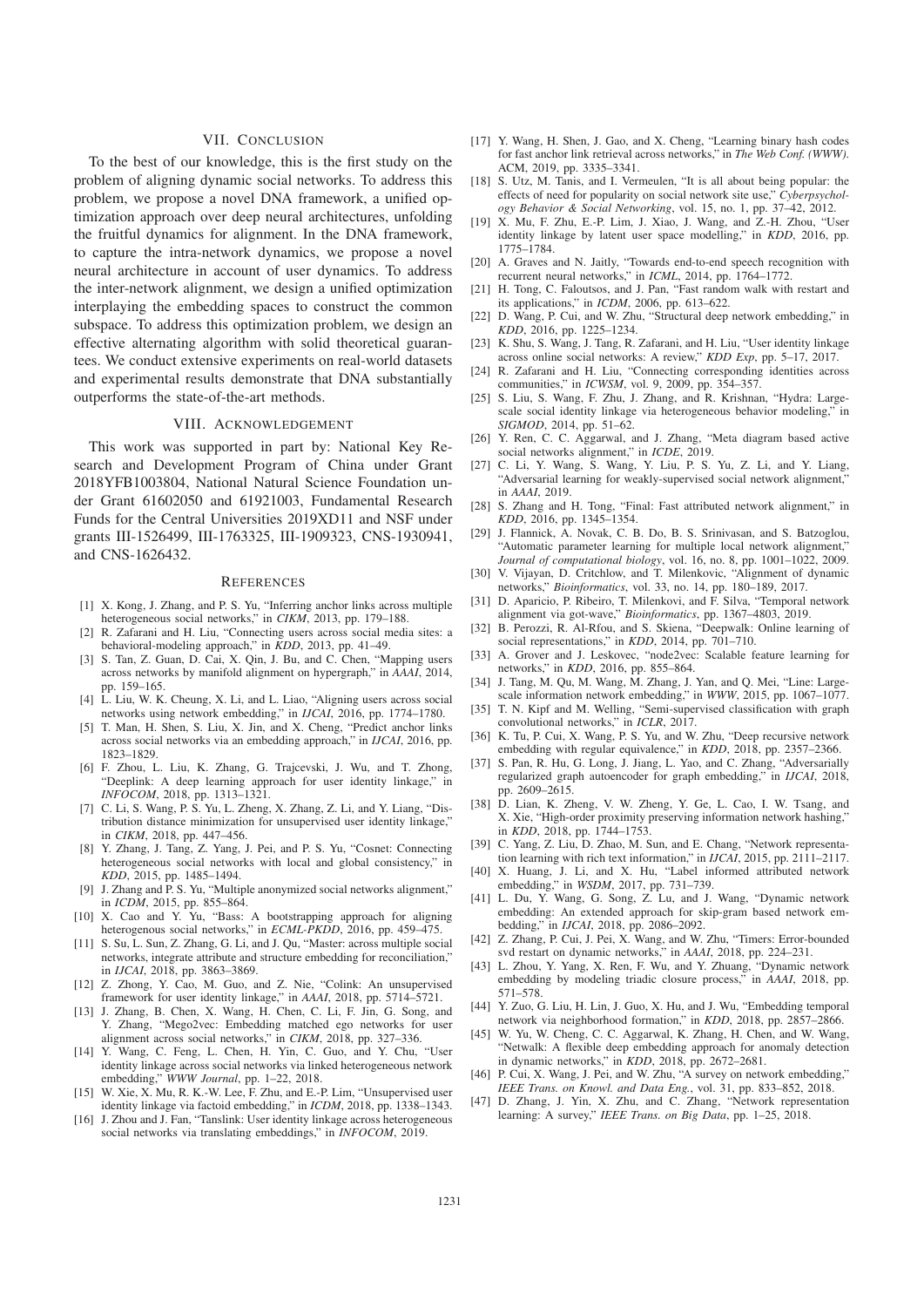## VII. Conclusion

To the best of our knowledge, this is the first study on the problem of aligning dynamic social networks. To address this problem, we propose a novel DNA framework, a unified optimization approach over deep neural architectures, unfolding the fruitful dynamics for alignment. In the DNA framework, to capture the intra-network dynamics, we propose a novel neural architecture in account of user dynamics. To address the inter-network alignment, we design a unified optimization interplaying the embedding spaces to construct the common subspace. To address this optimization problem, we design an effective alternating algorithm with solid theoretical guarantees. We conduct extensive experiments on real-world datasets and experimental results demonstrate that DNA substantially outperforms the state-of-the-art methods.

## VIII. Acknowledgement

This work was supported in part by: National Key Research and Development Program of China under Grant 2018YFB1003804, National Natural Science Foundation under Grant 61602050 and 61921003, Fundamental Research Funds for the Central Universities 2019XD11 and NSF under grants III-1526499, III-1763325, III-1909323, CNS-1930941, and CNS-1626432.

## References

[1] X. Kong, J. Zhang, and P. S. Yu, "Inferring anchor links across multiple heterogeneous social networks," in *CIKM*, 2013, pp. 179–188.

[2] R. Zafarani and H. Liu, "Connecting users across social media sites: a behavioral-modeling approach," in *KDD*, 2013, pp. 41–49.

[3] S. Tan, Z. Guan, D. Cai, X. Qin, J. Bu, and C. Chen, "Mapping users across networks by manifold alignment on hypergraph," in *AAAI*, 2014, pp. 159–165.

[4] L. Liu, W. K. Cheung, X. Li, and L. Liao, "Aligning users across social networks using network embedding," in *IJCAI*, 2016, pp. 1774–1780.

[5] T. Man, H. Shen, S. Liu, X. Jin, and X. Cheng, "Predict anchor links across social networks via an embedding approach," in *IJCAI*, 2016, pp. 1823–1829.

[6] F. Zhou, L. Liu, K. Zhang, G. Trajcevski, J. Wu, and T. Zhong, "Deeplink: A deep learning approach for user identity linkage," in *INFOCOM*, 2018, pp. 1313–1321.

[7] C. Li, S. Wang, P. S. Yu, L. Zheng, X. Zhang, Z. Li, and Y. Liang, "Distribution distance minimization for unsupervised user identity linkage," in *CIKM*, 2018, pp. 447–456.

[8] Y. Zhang, J. Tang, Z. Yang, J. Pei, and P. S. Yu, "Cosnet: Connecting heterogeneous social networks with local and global consistency," in *KDD*, 2015, pp. 1485–1494.

[9] J. Zhang and P. S. Yu, "Multiple anonymized social networks alignment," in *ICDM*, 2015, pp. 855–864.

[10] X. Cao and Y. Yu, "Bass: A bootstrapping approach for aligning heterogenous social networks," in *ECML-PKDD*, 2016, pp. 459–475.

[11] S. Su, L. Sun, Z. Zhang, G. Li, and J. Qu, "Master: across multiple social networks, integrate attribute and structure embedding for reconciliation," in *IJCAI*, 2018, pp. 3863–3869.

[12] Z. Zhong, Y. Cao, M. Guo, and Z. Nie, "Colink: An unsupervised framework for user identity linkage," in *AAAI*, 2018, pp. 5714–5721.

[13] J. Zhang, B. Chen, X. Wang, H. Chen, C. Li, F. Jin, G. Song, and Y. Zhang, "Mego2vec: Embedding matched ego networks for user alignment across social networks," in *CIKM*, 2018, pp. 327–336.

[14] Y. Wang, C. Feng, L. Chen, H. Yin, C. Guo, and Y. Chu, "User identity linkage across social networks via linked heterogeneous network embedding," *WWW Journal*, pp. 1–22, 2018.

[15] W. Xie, X. Mu, R. K.-W. Lee, F. Zhu, and E.-P. Lim, "Unsupervised user identity linkage via factoid embedding," in *ICDM*, 2018, pp. 1338–1343.

[16] J. Zhou and J. Fan, "Tanslink: User identity linkage across heterogeneous social networks via translating embeddings," in *INFOCOM*, 2019.

[17] Y. Wang, H. Shen, J. Gao, and X. Cheng, "Learning binary hash codes for fast anchor link retrieval across networks," in *The Web Conf. (WWW)*. ACM, 2019, pp. 3335–3341.

[18] S. Utz, N. Tanis, and I. Vermeulen, "It is all about being popular: the effects of need for popularity on social network site use," *Cyberpsychology Behavior & Social Networking*, vol. 15, no. 1, pp. 37–42, 2012.

[19] X. Mu, F. Zhu, E.-P. Lim, J. Xiao, J. Wang, and Z.-H. Zhou, "User identity linkage by latent user space modelling," in *KDD*, 2016, pp. 1775–1784.

[20] A. Graves and N. Jaitly, "Towards end-to-end speech recognition with recurrent neural networks," in *ICML*, 2014, pp. 1764–1772.

[21] H. Tong, C. Faloutsos, and J. Pan, "Fast random walk with restart and its applications," in *ICDM*, 2006, pp. 613–622.

[22] D. Wang, P. Cui, and W. Zhu, "Structural deep network embedding," in *KDD*, 2016, pp. 1225–1234.

[23] K. Shu, S. Wang, J. Tang, R. Zafarani, and H. Liu, "User identity linkage across online social networks: A review," *KDD Exp*, pp. 5–17, 2017.

[24] R. Zafarani and H. Liu, "Connecting corresponding identities across communities," in *ICWSM*, vol. 9, 2009, pp. 354–357.

[25] S. Liu, S. Wang, F. Zhu, J. Zhang, and R. Krishnan, "Hydra: Large-scale social identity linkage via heterogeneous behavior modeling," in *SIGMOD*, 2014, pp. 51–62.

[26] Y. Ren, C. C. Aggarwal, and J. Zhang, "Meta diagram based active social networks alignment," in *ICDE*, 2019.

[27] C. Li, Y. Wang, S. Wang, Y. Liu, P. S. Yu, Z. Li, and Y. Liang, "Adversarial learning for weakly-supervised social network alignment," in *AAAI*, 2019.

[28] S. Zhang and H. Tong, "Final: Fast attributed network alignment," in *KDD*, 2016, pp. 1345–1354.

[29] J. Flannick, A. Novak, C. B. Do, B. S. Srinivasan, and S. Batzoglou, "Automatic parameter learning for multiple local network alignment," *Journal of computational biology*, vol. 16, no. 8, pp. 1001–1022, 2009.

[30] V. Vijayan, D. Critchlow, and T. Milenkovic, "Alignment of dynamic networks," *Bioinformatics*, vol. 33, no. 14, pp. 180–189, 2017.

[31] D. Aparicio, P. Ribeiro, T. Milenkovi, and F. Silva, "Temporal network alignment via got-wave," *Bioinformatics*, pp. 1367–4803, 2019.

[32] B. Perozzi, R. Al-Rfou, and S. Skiena, "Deepwalk: Online learning of social representations," in *KDD*, 2014, pp. 701–710.

[33] A. Grover and J. Leskovec, "node2vec: Scalable feature learning for networks," in *KDD*, 2016, pp. 855–864.

[34] J. Tang, M. Qu, M. Wang, M. Zhang, J. Yan, and Q. Mei, "Line: Large-scale information network embedding," in *WWW*, 2015, pp. 1067–1077.

[35] T. N. Kipf and M. Welling, "Semi-supervised classification with graph convolutional networks," in *ICLR*, 2017.

[36] K. Tu, P. Cui, X. Wang, P. S. Yu, and W. Zhu, "Deep recursive network embedding with regular equivalence," in *KDD*, 2018, pp. 2357–2366.

[37] S. Pan, R. Hu, G. Long, J. Jiang, L. Yao, and C. Zhang, "Adversarially regularized graph autoencoder for graph embedding," in *IJCAI*, 2018, pp. 2609–2615.

[38] D. Lian, K. Zheng, V. W. Zheng, Y. Ge, L. Cao, I. W. Tsang, and X. Xie, "High-order proximity preserving information network hashing," in *KDD*, 2018, pp. 1744–1753.

[39] C. Yang, Z. Liu, D. Zhao, M. Sun, and E. Chang, "Network representation learning with rich text information," in *IJCAI*, 2015, pp. 2111–2117.

[40] X. Huang, J. Li, and X. Hu, "Label informed attributed network embedding," in *WSDM*, 2017, pp. 731–739.

[41] L. Du, Y. Wang, G. Song, Z. Lu, and J. Wang, "Dynamic network embedding: An extended approach for skip-gram based network embedding," in *IJCAI*, 2018, pp. 2086–2092.

[42] Z. Zhang, P. Cui, J. Pei, X. Wang, and W. Zhu, "Timers: Error-bounded svd restart on dynamic networks," in *AAAI*, 2018, pp. 224–231.

[43] L. Zhou, Y. Yang, X. Ren, F. Wu, and Y. Zhuang, "Dynamic network embedding by modeling triadic closure process," in *AAAI*, 2018, pp. 571–578.

[44] Y. Zuo, G. Liu, H. Lin, J. Guo, X. Hu, and J. Wu, "Embedding temporal network via neighborhood formation," in *KDD*, 2018, pp. 2857–2866.

[45] W. Yu, W. Cheng, C. C. Aggarwal, K. Zhang, H. Chen, and W. Wang, "Netwalk: A flexible deep embedding approach for anomaly detection in dynamic networks," in *KDD*, 2018, pp. 2672–2681.

[46] P. Cui, X. Wang, J. Pei, and W. Zhu, "A survey on network embedding," *IEEE Trans. on Knowl. and Data Eng.*, vol. 31, pp. 833–852, 2018.

[47] D. Zhang, J. Yin, X. Zhu, and C. Zhang, "Network representation learning: A survey," *IEEE Trans. on Big Data*, pp. 1–25, 2018.